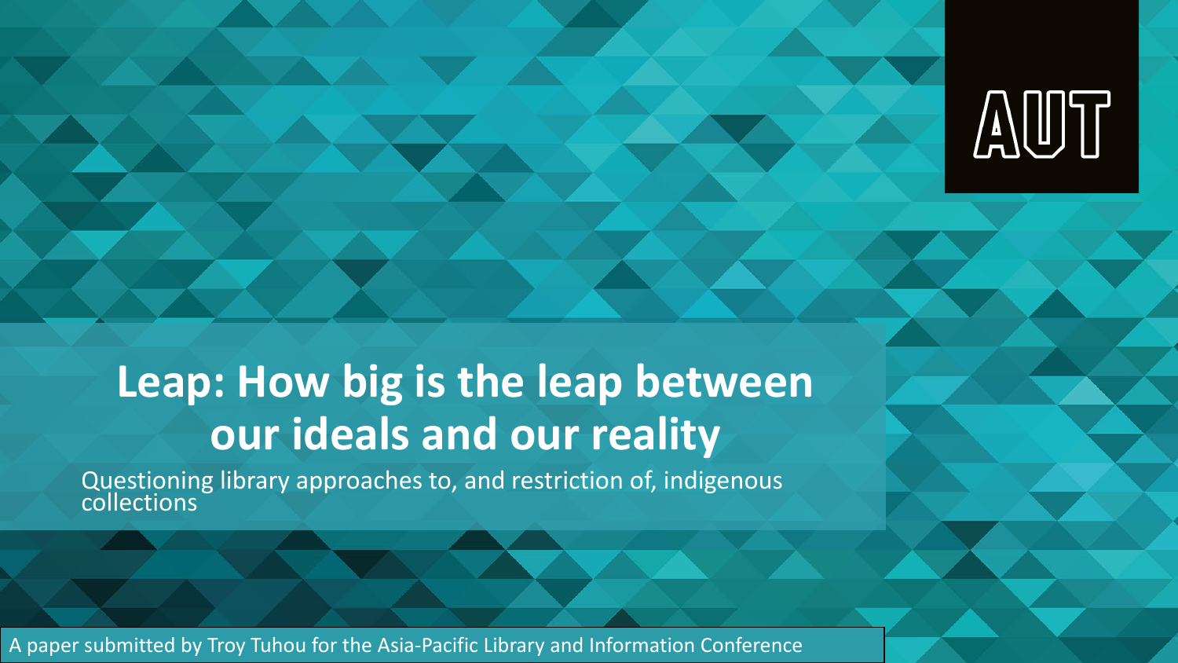# Leap: How big is the leap between our ideals and our reality

Questioning library approaches to, and restriction of, indigenous collections

A paper submitted by Troy Tuhou for the Asia-Pacific Library and Information Conference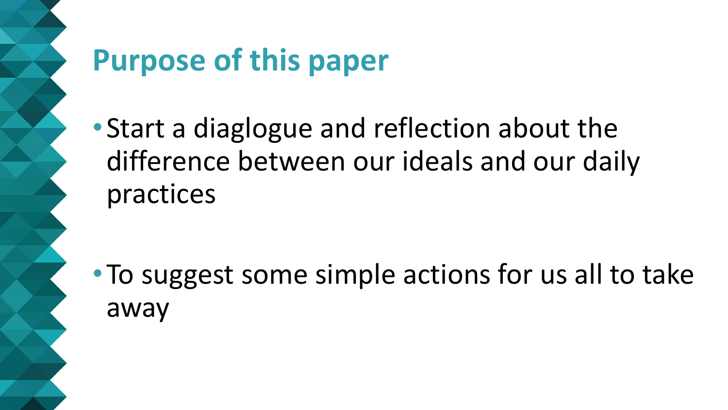# Purpose of this paper

- Start a diaglogue and reflection about the difference between our ideals and our daily practices

- To suggest some simple actions for us all to take away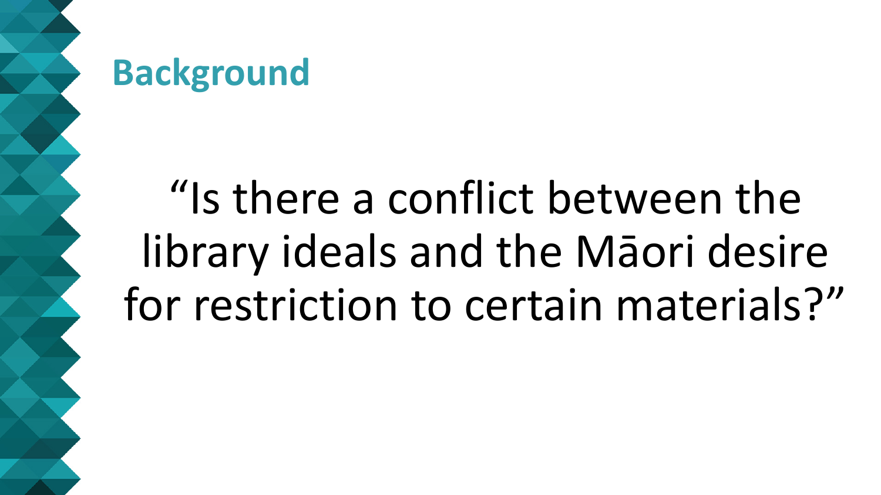## Background

“Is there a conflict between the library ideals and the Māori desire for restriction to certain materials?”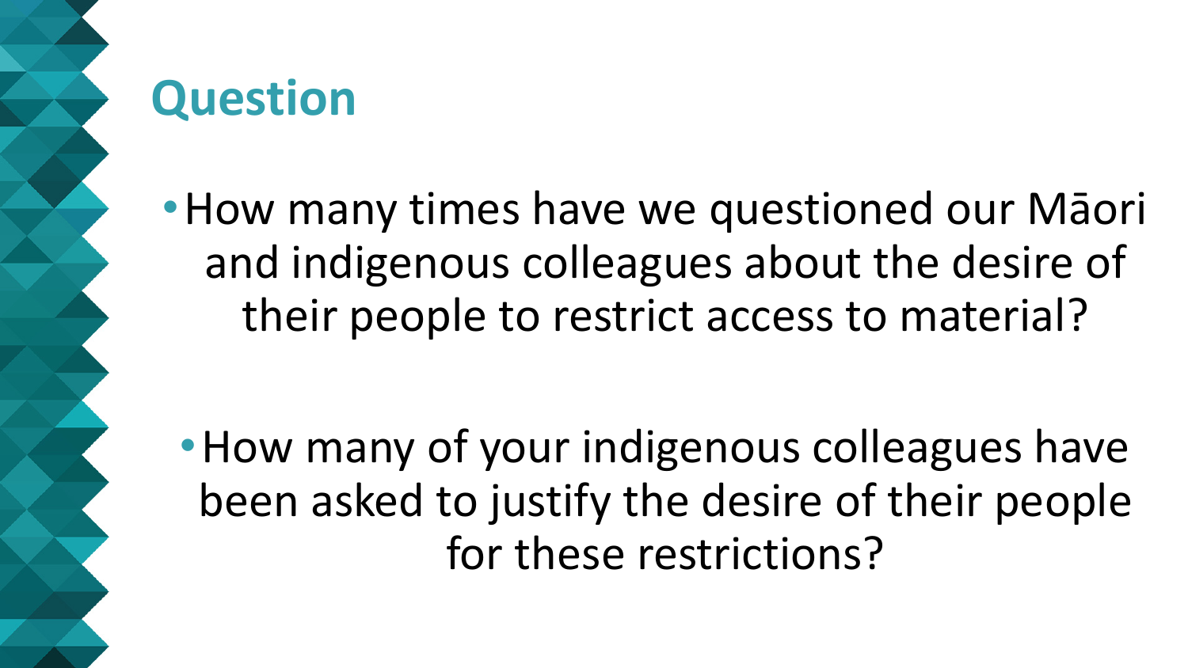# Question

- How many times have we questioned our Māori and indigenous colleagues about the desire of their people to restrict access to material?

- How many of your indigenous colleagues have been asked to justify the desire of their people for these restrictions?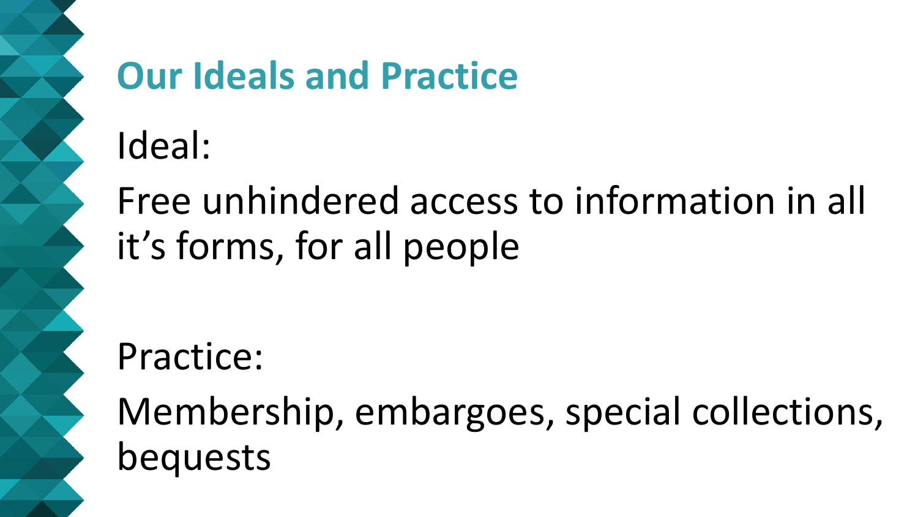# Our Ideals and Practice

Ideal:

Free unhindered access to information in all it’s forms, for all people

Practice:

Membership, embargoes, special collections, bequests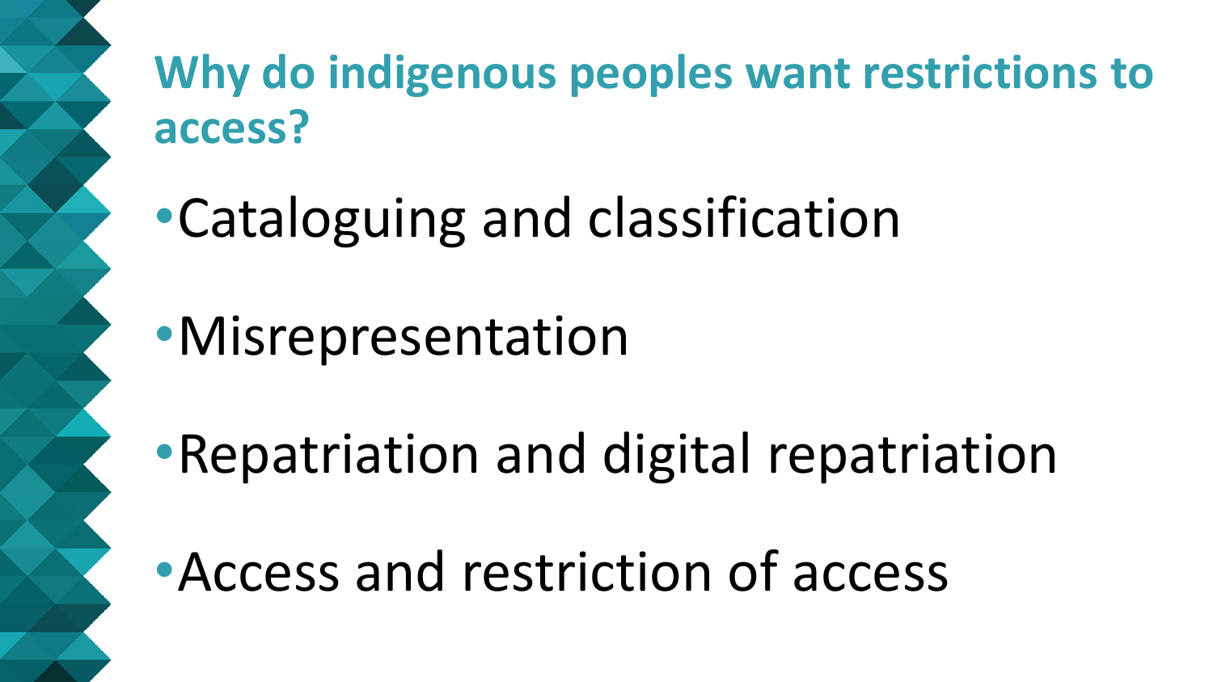## Why do indigenous peoples want restrictions to access?

- Cataloguing and classification
- Misrepresentation
- Repatriation and digital repatriation
- Access and restriction of access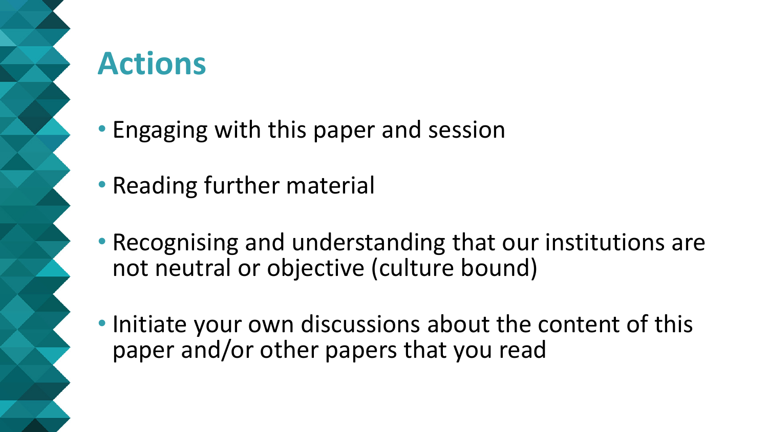# Actions

- Engaging with this paper and session
- Reading further material
- Recognising and understanding that our institutions are not neutral or objective (culture bound)
- Initiate your own discussions about the content of this paper and/or other papers that you read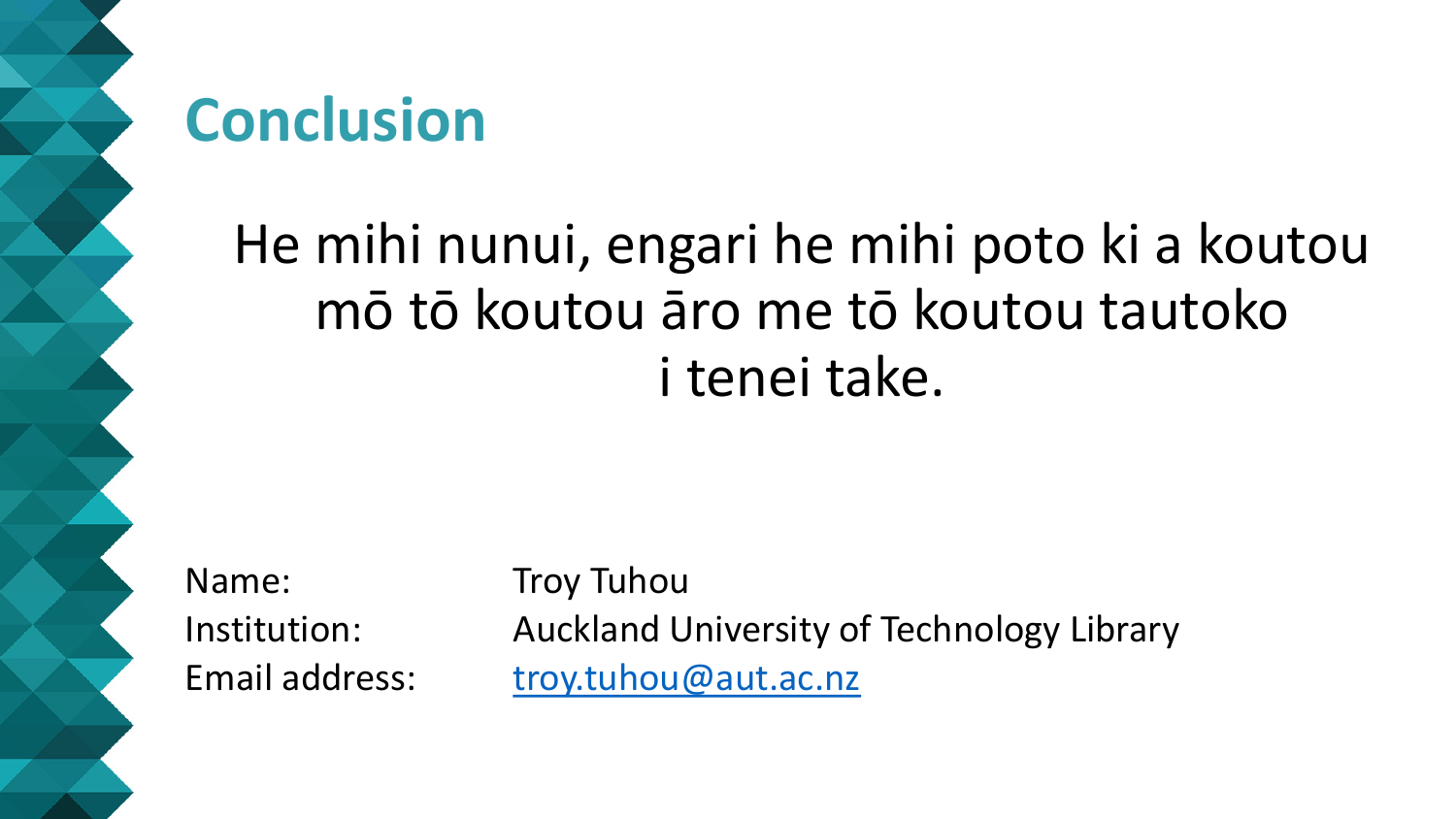# Conclusion

He mihi nunui, engari he mihi poto ki a koutou mō tō koutou āro me tō koutou tautoko i tenei take.

| | |
|---|---|
| Name: | Troy Tuhou |
| Institution: | Auckland University of Technology Library |
| Email address: | troy.tuhou@aut.ac.nz |